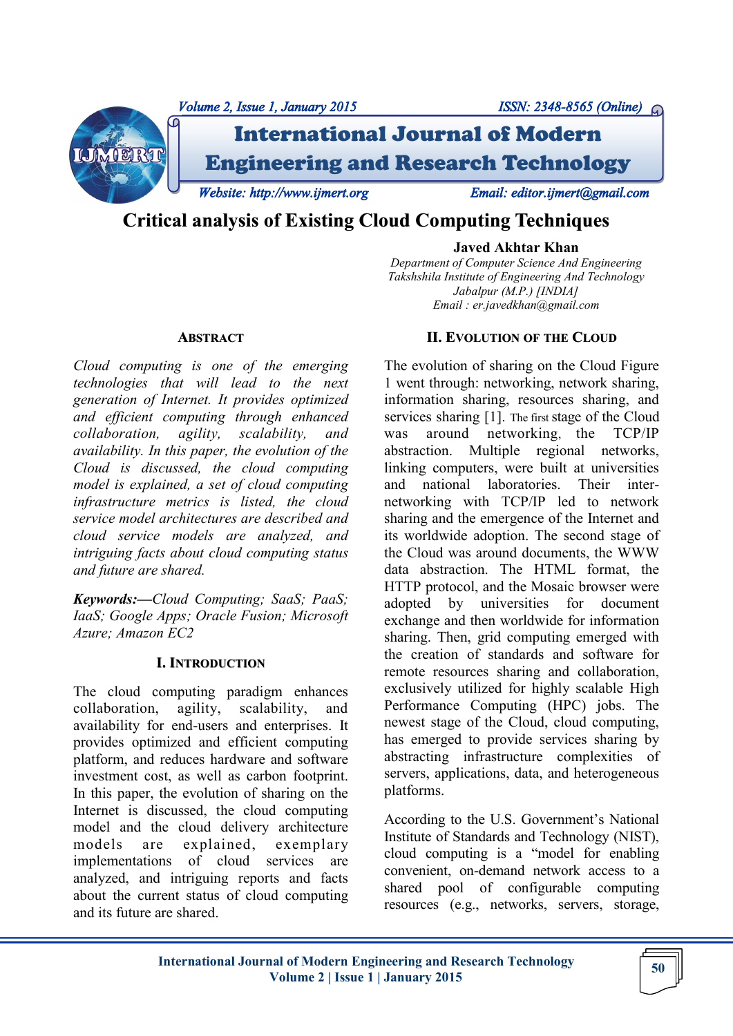# Critical analysis of Existing Cloud Computing Techniques

**Javed Akhtar Khan**

*Department of Computer Science And Engineering*
*Takshshila Institute of Engineering And Technology*
*Jabalpur (M.P.) [INDIA]*
*Email : er.javedkhan@gmail.com*

## ABSTRACT

*Cloud computing is one of the emerging technologies that will lead to the next generation of Internet. It provides optimized and efficient computing through enhanced collaboration, agility, scalability, and availability. In this paper, the evolution of the Cloud is discussed, the cloud computing model is explained, a set of cloud computing infrastructure metrics is listed, the cloud service model architectures are described and cloud service models are analyzed, and intriguing facts about cloud computing status and future are shared.*

***Keywords:—****Cloud Computing; SaaS; PaaS; IaaS; Google Apps; Oracle Fusion; Microsoft Azure; Amazon EC2*

## I. INTRODUCTION

The cloud computing paradigm enhances collaboration, agility, scalability, and availability for end-users and enterprises. It provides optimized and efficient computing platform, and reduces hardware and software investment cost, as well as carbon footprint. In this paper, the evolution of sharing on the Internet is discussed, the cloud computing model and the cloud delivery architecture models are explained, exemplary implementations of cloud services are analyzed, and intriguing reports and facts about the current status of cloud computing and its future are shared.

## II. EVOLUTION OF THE CLOUD

The evolution of sharing on the Cloud Figure 1 went through: networking, network sharing, information sharing, resources sharing, and services sharing [1]. The first stage of the Cloud was around networking, the TCP/IP abstraction. Multiple regional networks, linking computers, were built at universities and national laboratories. Their inter-networking with TCP/IP led to network sharing and the emergence of the Internet and its worldwide adoption. The second stage of the Cloud was around documents, the WWW data abstraction. The HTML format, the HTTP protocol, and the Mosaic browser were adopted by universities for document exchange and then worldwide for information sharing. Then, grid computing emerged with the creation of standards and software for remote resources sharing and collaboration, exclusively utilized for highly scalable High Performance Computing (HPC) jobs. The newest stage of the Cloud, cloud computing, has emerged to provide services sharing by abstracting infrastructure complexities of servers, applications, data, and heterogeneous platforms.

According to the U.S. Government's National Institute of Standards and Technology (NIST), cloud computing is a "model for enabling convenient, on-demand network access to a shared pool of configurable computing resources (e.g., networks, servers, storage,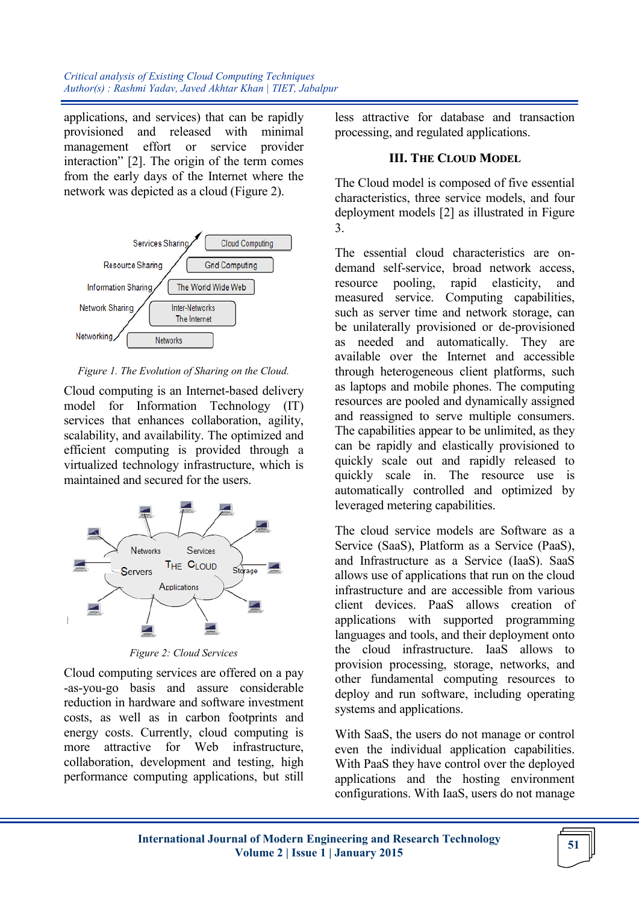applications, and services) that can be rapidly provisioned and released with minimal management effort or service provider interaction" [2]. The origin of the term comes from the early days of the Internet where the network was depicted as a cloud (Figure 2).

Services Sharing
Cloud Computing
Resource Sharing
Grid Computing
Information Sharing
The World Wide Web
Network Sharing
Inter-Networks
The Internet
Networking
Networks

*Figure 1. The Evolution of Sharing on the Cloud.*

Cloud computing is an Internet-based delivery model for Information Technology (IT) services that enhances collaboration, agility, scalability, and availability. The optimized and efficient computing is provided through a virtualized technology infrastructure, which is maintained and secured for the users.

Networks
Services
Servers
THE CLOUD
Storage
Applications

*Figure 2: Cloud Services*

Cloud computing services are offered on a pay -as-you-go basis and assure considerable reduction in hardware and software investment costs, as well as in carbon footprints and energy costs. Currently, cloud computing is more attractive for Web infrastructure, collaboration, development and testing, high performance computing applications, but still less attractive for database and transaction processing, and regulated applications.

## III. The Cloud Model

The Cloud model is composed of five essential characteristics, three service models, and four deployment models [2] as illustrated in Figure 3.

The essential cloud characteristics are on-demand self-service, broad network access, resource pooling, rapid elasticity, and measured service. Computing capabilities, such as server time and network storage, can be unilaterally provisioned or de-provisioned as needed and automatically. They are available over the Internet and accessible through heterogeneous client platforms, such as laptops and mobile phones. The computing resources are pooled and dynamically assigned and reassigned to serve multiple consumers. The capabilities appear to be unlimited, as they can be rapidly and elastically provisioned to quickly scale out and rapidly released to quickly scale in. The resource use is automatically controlled and optimized by leveraged metering capabilities.

The cloud service models are Software as a Service (SaaS), Platform as a Service (PaaS), and Infrastructure as a Service (IaaS). SaaS allows use of applications that run on the cloud infrastructure and are accessible from various client devices. PaaS allows creation of applications with supported programming languages and tools, and their deployment onto the cloud infrastructure. IaaS allows to provision processing, storage, networks, and other fundamental computing resources to deploy and run software, including operating systems and applications.

With SaaS, the users do not manage or control even the individual application capabilities. With PaaS they have control over the deployed applications and the hosting environment configurations. With IaaS, users do not manage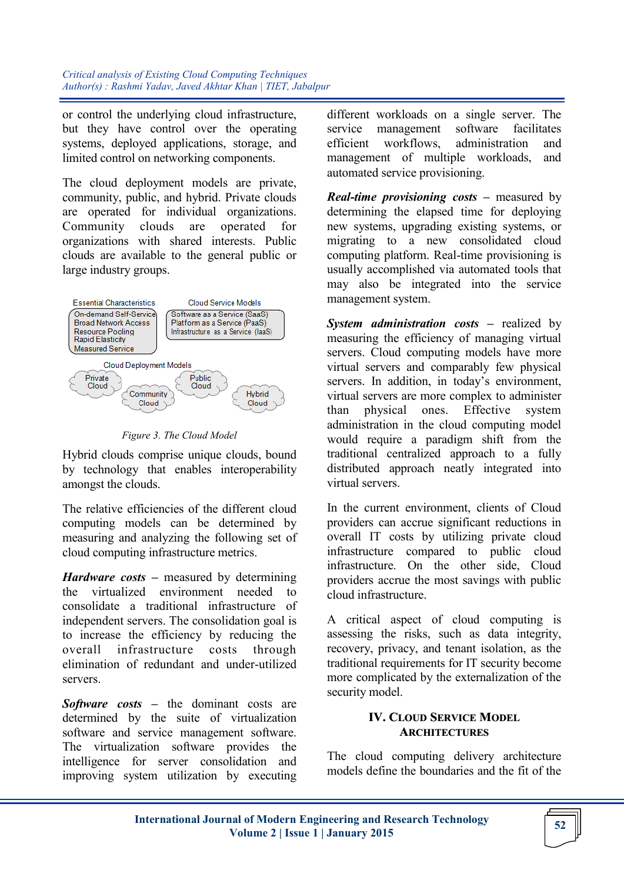or control the underlying cloud infrastructure, but they have control over the operating systems, deployed applications, storage, and limited control on networking components.

The cloud deployment models are private, community, public, and hybrid. Private clouds are operated for individual organizations. Community clouds are operated for organizations with shared interests. Public clouds are available to the general public or large industry groups.

Essential Characteristics

On-demand Self-Service
Broad Network Access
Resource Pooling
Rapid Elasticity
Measured Service

Cloud Service Models

Software as a Service (SaaS)
Platform as a Service (PaaS)
Infrastructure as a Service (IaaS)

Cloud Deployment Models

Private Cloud
Community Cloud
Public Cloud
Hybrid Cloud

*Figure 3. The Cloud Model*

Hybrid clouds comprise unique clouds, bound by technology that enables interoperability amongst the clouds.

The relative efficiencies of the different cloud computing models can be determined by measuring and analyzing the following set of cloud computing infrastructure metrics.

***Hardware costs*** – measured by determining the virtualized environment needed to consolidate a traditional infrastructure of independent servers. The consolidation goal is to increase the efficiency by reducing the overall infrastructure costs through elimination of redundant and under-utilized servers.

***Software costs*** – the dominant costs are determined by the suite of virtualization software and service management software. The virtualization software provides the intelligence for server consolidation and improving system utilization by executing different workloads on a single server. The service management software facilitates efficient workflows, administration and management of multiple workloads, and automated service provisioning.

***Real-time provisioning costs*** – measured by determining the elapsed time for deploying new systems, upgrading existing systems, or migrating to a new consolidated cloud computing platform. Real-time provisioning is usually accomplished via automated tools that may also be integrated into the service management system.

***System administration costs*** – realized by measuring the efficiency of managing virtual servers. Cloud computing models have more virtual servers and comparably few physical servers. In addition, in today's environment, virtual servers are more complex to administer than physical ones. Effective system administration in the cloud computing model would require a paradigm shift from the traditional centralized approach to a fully distributed approach neatly integrated into virtual servers.

In the current environment, clients of Cloud providers can accrue significant reductions in overall IT costs by utilizing private cloud infrastructure compared to public cloud infrastructure. On the other side, Cloud providers accrue the most savings with public cloud infrastructure.

A critical aspect of cloud computing is assessing the risks, such as data integrity, recovery, privacy, and tenant isolation, as the traditional requirements for IT security become more complicated by the externalization of the security model.

## IV. Cloud Service Model Architectures

The cloud computing delivery architecture models define the boundaries and the fit of the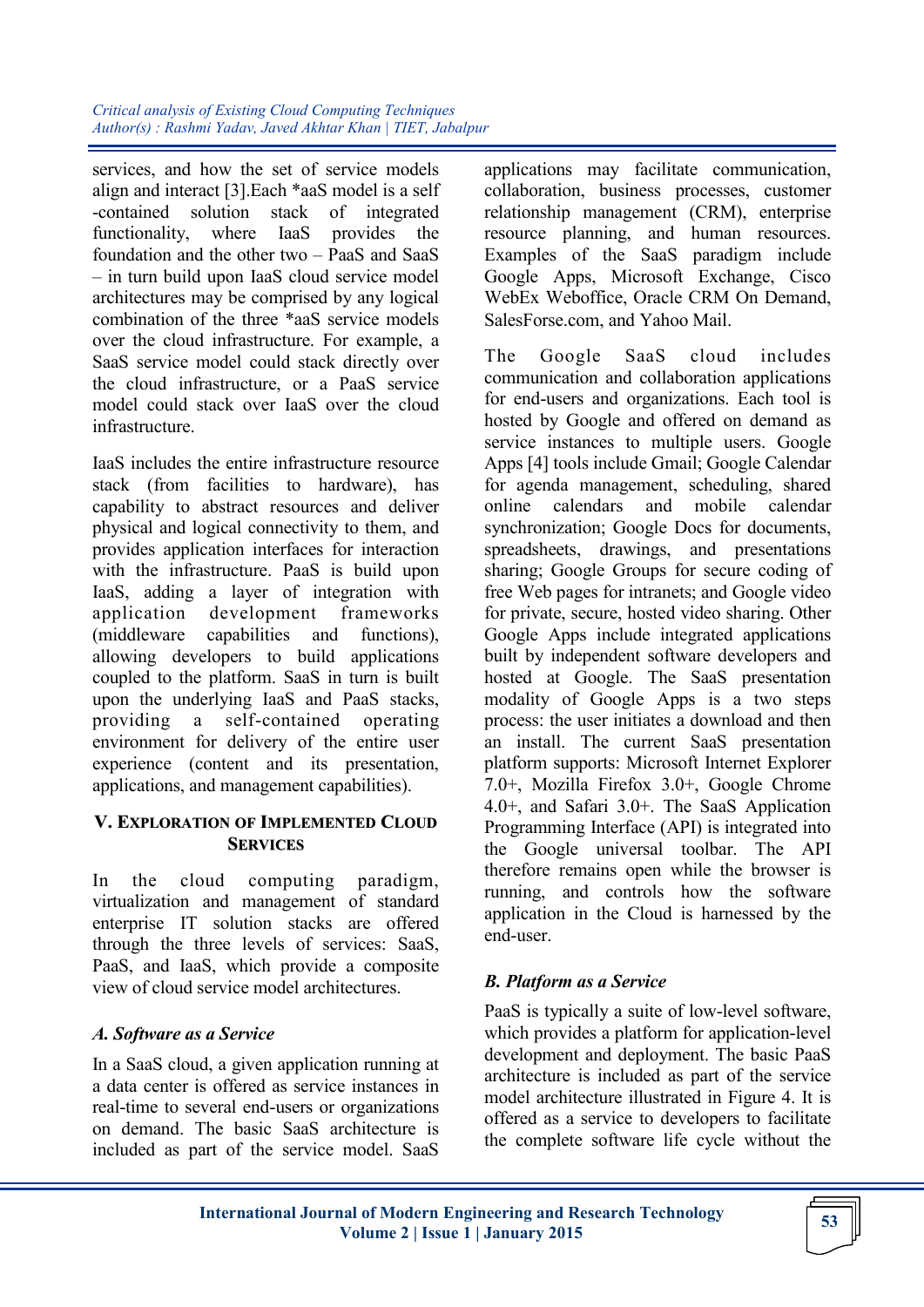services, and how the set of service models align and interact [3].Each *aaS model is a self -contained solution stack of integrated functionality, where IaaS provides the foundation and the other two – PaaS and SaaS – in turn build upon IaaS cloud service model architectures may be comprised by any logical combination of the three *aaS service models over the cloud infrastructure. For example, a SaaS service model could stack directly over the cloud infrastructure, or a PaaS service model could stack over IaaS over the cloud infrastructure.

IaaS includes the entire infrastructure resource stack (from facilities to hardware), has capability to abstract resources and deliver physical and logical connectivity to them, and provides application interfaces for interaction with the infrastructure. PaaS is build upon IaaS, adding a layer of integration with application development frameworks (middleware capabilities and functions), allowing developers to build applications coupled to the platform. SaaS in turn is built upon the underlying IaaS and PaaS stacks, providing a self-contained operating environment for delivery of the entire user experience (content and its presentation, applications, and management capabilities).

## V. Exploration of Implemented Cloud Services

In the cloud computing paradigm, virtualization and management of standard enterprise IT solution stacks are offered through the three levels of services: SaaS, PaaS, and IaaS, which provide a composite view of cloud service model architectures.

### *A. Software as a Service*

In a SaaS cloud, a given application running at a data center is offered as service instances in real-time to several end-users or organizations on demand. The basic SaaS architecture is included as part of the service model. SaaS applications may facilitate communication, collaboration, business processes, customer relationship management (CRM), enterprise resource planning, and human resources. Examples of the SaaS paradigm include Google Apps, Microsoft Exchange, Cisco WebEx Weboffice, Oracle CRM On Demand, SalesForse.com, and Yahoo Mail.

The Google SaaS cloud includes communication and collaboration applications for end-users and organizations. Each tool is hosted by Google and offered on demand as service instances to multiple users. Google Apps [4] tools include Gmail; Google Calendar for agenda management, scheduling, shared online calendars and mobile calendar synchronization; Google Docs for documents, spreadsheets, drawings, and presentations sharing; Google Groups for secure coding of free Web pages for intranets; and Google video for private, secure, hosted video sharing. Other Google Apps include integrated applications built by independent software developers and hosted at Google. The SaaS presentation modality of Google Apps is a two steps process: the user initiates a download and then an install. The current SaaS presentation platform supports: Microsoft Internet Explorer 7.0+, Mozilla Firefox 3.0+, Google Chrome 4.0+, and Safari 3.0+. The SaaS Application Programming Interface (API) is integrated into the Google universal toolbar. The API therefore remains open while the browser is running, and controls how the software application in the Cloud is harnessed by the end-user.

### *B. Platform as a Service*

PaaS is typically a suite of low-level software, which provides a platform for application-level development and deployment. The basic PaaS architecture is included as part of the service model architecture illustrated in Figure 4. It is offered as a service to developers to facilitate the complete software life cycle without the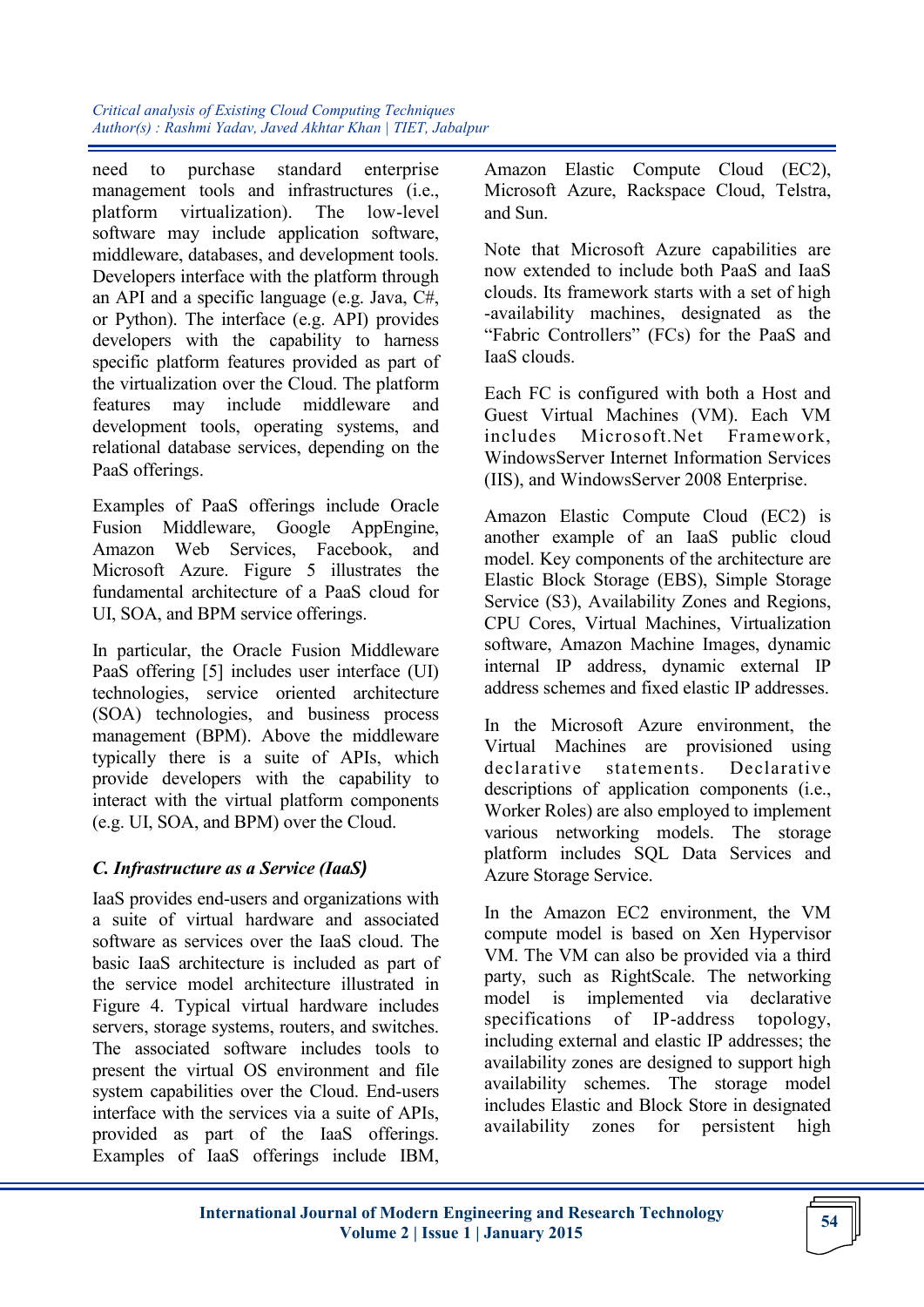need to purchase standard enterprise management tools and infrastructures (i.e., platform virtualization). The low-level software may include application software, middleware, databases, and development tools. Developers interface with the platform through an API and a specific language (e.g. Java, C#, or Python). The interface (e.g. API) provides developers with the capability to harness specific platform features provided as part of the virtualization over the Cloud. The platform features may include middleware and development tools, operating systems, and relational database services, depending on the PaaS offerings.

Examples of PaaS offerings include Oracle Fusion Middleware, Google AppEngine, Amazon Web Services, Facebook, and Microsoft Azure. Figure 5 illustrates the fundamental architecture of a PaaS cloud for UI, SOA, and BPM service offerings.

In particular, the Oracle Fusion Middleware PaaS offering [5] includes user interface (UI) technologies, service oriented architecture (SOA) technologies, and business process management (BPM). Above the middleware typically there is a suite of APIs, which provide developers with the capability to interact with the virtual platform components (e.g. UI, SOA, and BPM) over the Cloud.

### *C. Infrastructure as a Service (IaaS)*

IaaS provides end-users and organizations with a suite of virtual hardware and associated software as services over the IaaS cloud. The basic IaaS architecture is included as part of the service model architecture illustrated in Figure 4. Typical virtual hardware includes servers, storage systems, routers, and switches. The associated software includes tools to present the virtual OS environment and file system capabilities over the Cloud. End-users interface with the services via a suite of APIs, provided as part of the IaaS offerings. Examples of IaaS offerings include IBM, Amazon Elastic Compute Cloud (EC2), Microsoft Azure, Rackspace Cloud, Telstra, and Sun.

Note that Microsoft Azure capabilities are now extended to include both PaaS and IaaS clouds. Its framework starts with a set of high -availability machines, designated as the "Fabric Controllers" (FCs) for the PaaS and IaaS clouds.

Each FC is configured with both a Host and Guest Virtual Machines (VM). Each VM includes Microsoft.Net Framework, WindowsServer Internet Information Services (IIS), and WindowsServer 2008 Enterprise.

Amazon Elastic Compute Cloud (EC2) is another example of an IaaS public cloud model. Key components of the architecture are Elastic Block Storage (EBS), Simple Storage Service (S3), Availability Zones and Regions, CPU Cores, Virtual Machines, Virtualization software, Amazon Machine Images, dynamic internal IP address, dynamic external IP address schemes and fixed elastic IP addresses.

In the Microsoft Azure environment, the Virtual Machines are provisioned using declarative statements. Declarative descriptions of application components (i.e., Worker Roles) are also employed to implement various networking models. The storage platform includes SQL Data Services and Azure Storage Service.

In the Amazon EC2 environment, the VM compute model is based on Xen Hypervisor VM. The VM can also be provided via a third party, such as RightScale. The networking model is implemented via declarative specifications of IP-address topology, including external and elastic IP addresses; the availability zones are designed to support high availability schemes. The storage model includes Elastic and Block Store in designated availability zones for persistent high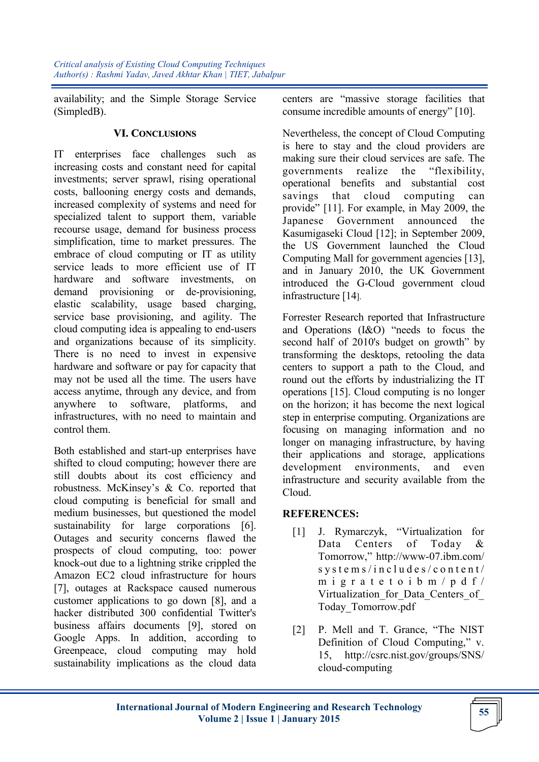availability; and the Simple Storage Service (SimpledB).

### VI. Conclusions

IT enterprises face challenges such as increasing costs and constant need for capital investments; server sprawl, rising operational costs, ballooning energy costs and demands, increased complexity of systems and need for specialized talent to support them, variable recourse usage, demand for business process simplification, time to market pressures. The embrace of cloud computing or IT as utility service leads to more efficient use of IT hardware and software investments, on demand provisioning or de-provisioning, elastic scalability, usage based charging, service base provisioning, and agility. The cloud computing idea is appealing to end-users and organizations because of its simplicity. There is no need to invest in expensive hardware and software or pay for capacity that may not be used all the time. The users have access anytime, through any device, and from anywhere to software, platforms, and infrastructures, with no need to maintain and control them.

Both established and start-up enterprises have shifted to cloud computing; however there are still doubts about its cost efficiency and robustness. McKinsey's & Co. reported that cloud computing is beneficial for small and medium businesses, but questioned the model sustainability for large corporations [6]. Outages and security concerns flawed the prospects of cloud computing, too: power knock-out due to a lightning strike crippled the Amazon EC2 cloud infrastructure for hours [7], outages at Rackspace caused numerous customer applications to go down [8], and a hacker distributed 300 confidential Twitter's business affairs documents [9], stored on Google Apps. In addition, according to Greenpeace, cloud computing may hold sustainability implications as the cloud data centers are "massive storage facilities that consume incredible amounts of energy" [10].

Nevertheless, the concept of Cloud Computing is here to stay and the cloud providers are making sure their cloud services are safe. The governments realize the "flexibility, operational benefits and substantial cost savings that cloud computing can provide" [11]. For example, in May 2009, the Japanese Government announced the Kasumigaseki Cloud [12]; in September 2009, the US Government launched the Cloud Computing Mall for government agencies [13], and in January 2010, the UK Government introduced the G-Cloud government cloud infrastructure [14].

Forrester Research reported that Infrastructure and Operations (I&O) "needs to focus the second half of 2010's budget on growth" by transforming the desktops, retooling the data centers to support a path to the Cloud, and round out the efforts by industrializing the IT operations [15]. Cloud computing is no longer on the horizon; it has become the next logical step in enterprise computing. Organizations are focusing on managing information and no longer on managing infrastructure, by having their applications and storage, applications development environments, and even infrastructure and security available from the Cloud.

### REFERENCES:

[1] J. Rymarczyk, "Virtualization for Data Centers of Today & Tomorrow," http://www-07.ibm.com/systems/includes/content/migratetoibm/pdf/Virtualization_for_Data_Centers_of_Today_Tomorrow.pdf

[2] P. Mell and T. Grance, "The NIST Definition of Cloud Computing," v. 15, http://csrc.nist.gov/groups/SNS/cloud-computing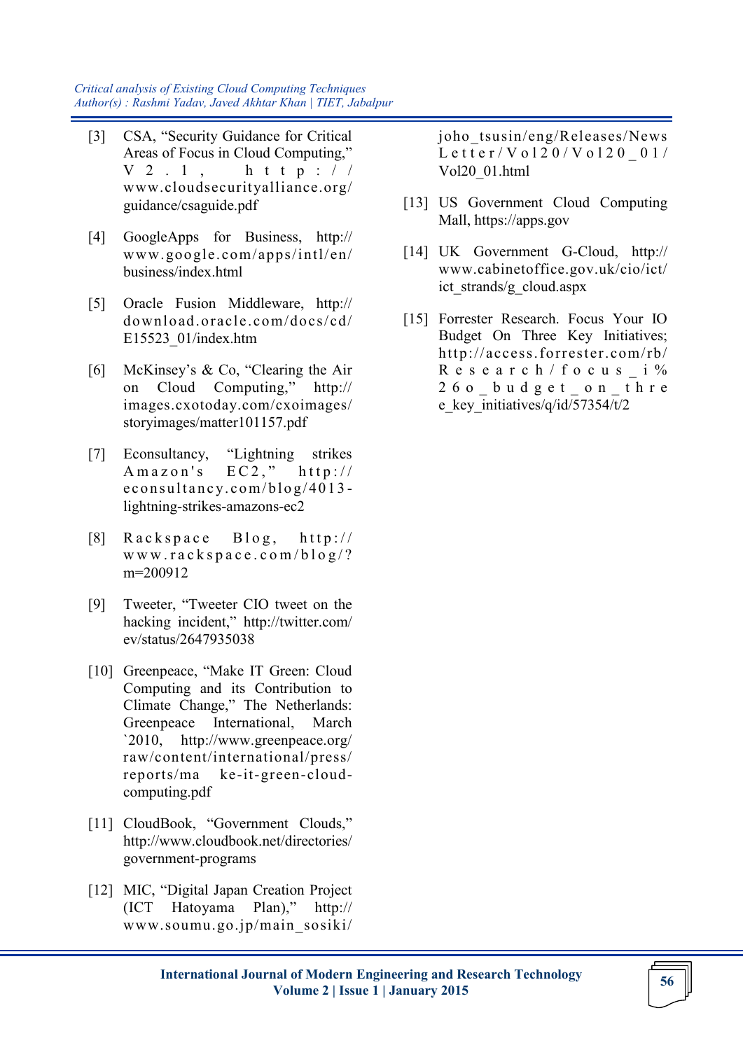[3] CSA, "Security Guidance for Critical Areas of Focus in Cloud Computing," V 2.1, http://www.cloudsecurityalliance.org/guidance/csaguide.pdf

[4] GoogleApps for Business, http://www.google.com/apps/intl/en/business/index.html

[5] Oracle Fusion Middleware, http://download.oracle.com/docs/cd/E15523_01/index.htm

[6] McKinsey's & Co, "Clearing the Air on Cloud Computing," http://images.cxotoday.com/cxoimages/storyimages/matter101157.pdf

[7] Econsultancy, "Lightning strikes Amazon's EC2," http://econsultancy.com/blog/4013-lightning-strikes-amazons-ec2

[8] Rackspace Blog, http://www.rackspace.com/blog/?m=200912

[9] Tweeter, "Tweeter CIO tweet on the hacking incident," http://twitter.com/ev/status/2647935038

[10] Greenpeace, "Make IT Green: Cloud Computing and its Contribution to Climate Change," The Netherlands: Greenpeace International, March `2010, http://www.greenpeace.org/raw/content/international/press/reports/ma ke-it-green-cloud-computing.pdf

[11] CloudBook, "Government Clouds," http://www.cloudbook.net/directories/government-programs

[12] MIC, "Digital Japan Creation Project (ICT Hatoyama Plan)," http://www.soumu.go.jp/main_sosiki/joho_tsusin/eng/Releases/NewsLetter/Vol20/Vol20_01/Vol20_01.html

[13] US Government Cloud Computing Mall, https://apps.gov

[14] UK Government G-Cloud, http://www.cabinetoffice.gov.uk/cio/ict/ict_strands/g_cloud.aspx

[15] Forrester Research. Focus Your IO Budget On Three Key Initiatives; http://access.forrester.com/rb/Research/focus_i%26o_budget_on_three_key_initiatives/q/id/57354/t/2